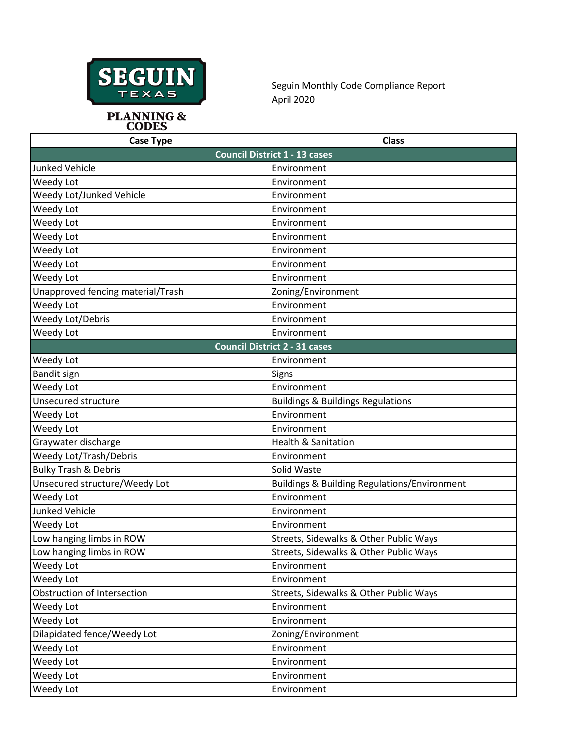SEGUIN TEXAS

PLANNING & CODES

Seguin Monthly Code Compliance Report
April 2020

| Case Type | Class |
|---|---|
| **Council District 1 - 13 cases** | |
| Junked Vehicle | Environment |
| Weedy Lot | Environment |
| Weedy Lot/Junked Vehicle | Environment |
| Weedy Lot | Environment |
| Weedy Lot | Environment |
| Weedy Lot | Environment |
| Weedy Lot | Environment |
| Weedy Lot | Environment |
| Weedy Lot | Environment |
| Unapproved fencing material/Trash | Zoning/Environment |
| Weedy Lot | Environment |
| Weedy Lot/Debris | Environment |
| Weedy Lot | Environment |
| **Council District 2 - 31 cases** | |
| Weedy Lot | Environment |
| Bandit sign | Signs |
| Weedy Lot | Environment |
| Unsecured structure | Buildings & Buildings Regulations |
| Weedy Lot | Environment |
| Weedy Lot | Environment |
| Graywater discharge | Health & Sanitation |
| Weedy Lot/Trash/Debris | Environment |
| Bulky Trash & Debris | Solid Waste |
| Unsecured structure/Weedy Lot | Buildings & Building Regulations/Environment |
| Weedy Lot | Environment |
| Junked Vehicle | Environment |
| Weedy Lot | Environment |
| Low hanging limbs in ROW | Streets, Sidewalks & Other Public Ways |
| Low hanging limbs in ROW | Streets, Sidewalks & Other Public Ways |
| Weedy Lot | Environment |
| Weedy Lot | Environment |
| Obstruction of Intersection | Streets, Sidewalks & Other Public Ways |
| Weedy Lot | Environment |
| Weedy Lot | Environment |
| Dilapidated fence/Weedy Lot | Zoning/Environment |
| Weedy Lot | Environment |
| Weedy Lot | Environment |
| Weedy Lot | Environment |
| Weedy Lot | Environment |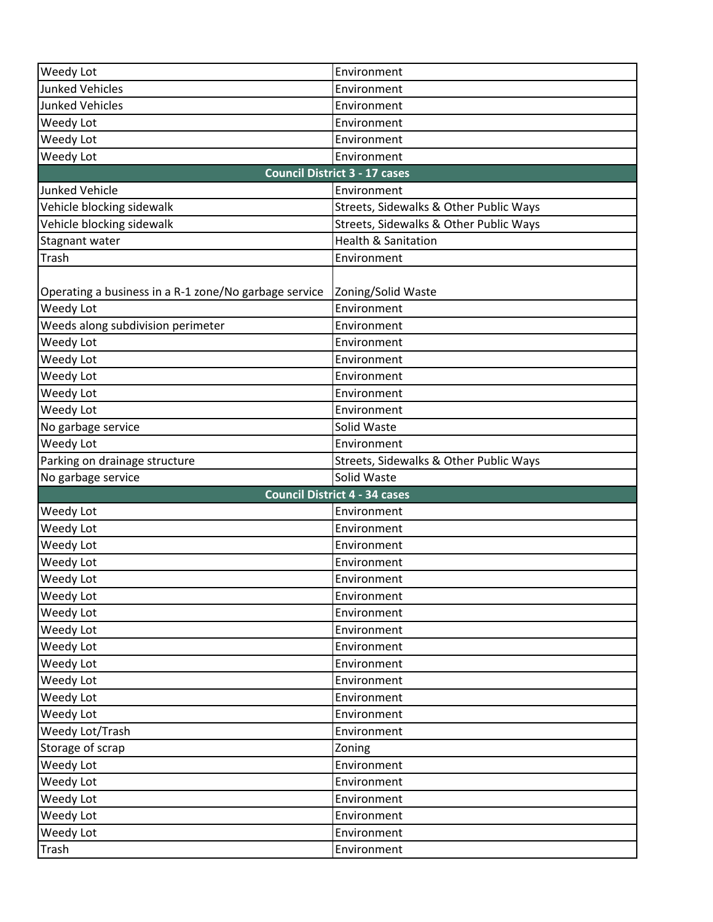| | |
|---|---|
| Weedy Lot | Environment |
| Junked Vehicles | Environment |
| Junked Vehicles | Environment |
| Weedy Lot | Environment |
| Weedy Lot | Environment |
| Weedy Lot | Environment |
| **Council District 3 - 17 cases** | |
| Junked Vehicle | Environment |
| Vehicle blocking sidewalk | Streets, Sidewalks & Other Public Ways |
| Vehicle blocking sidewalk | Streets, Sidewalks & Other Public Ways |
| Stagnant water | Health & Sanitation |
| Trash | Environment |
| Operating a business in a R-1 zone/No garbage service | Zoning/Solid Waste |
| Weedy Lot | Environment |
| Weeds along subdivision perimeter | Environment |
| Weedy Lot | Environment |
| Weedy Lot | Environment |
| Weedy Lot | Environment |
| Weedy Lot | Environment |
| Weedy Lot | Environment |
| No garbage service | Solid Waste |
| Weedy Lot | Environment |
| Parking on drainage structure | Streets, Sidewalks & Other Public Ways |
| No garbage service | Solid Waste |
| **Council District 4 - 34 cases** | |
| Weedy Lot | Environment |
| Weedy Lot | Environment |
| Weedy Lot | Environment |
| Weedy Lot | Environment |
| Weedy Lot | Environment |
| Weedy Lot | Environment |
| Weedy Lot | Environment |
| Weedy Lot | Environment |
| Weedy Lot | Environment |
| Weedy Lot | Environment |
| Weedy Lot | Environment |
| Weedy Lot | Environment |
| Weedy Lot | Environment |
| Weedy Lot/Trash | Environment |
| Storage of scrap | Zoning |
| Weedy Lot | Environment |
| Weedy Lot | Environment |
| Weedy Lot | Environment |
| Weedy Lot | Environment |
| Weedy Lot | Environment |
| Trash | Environment |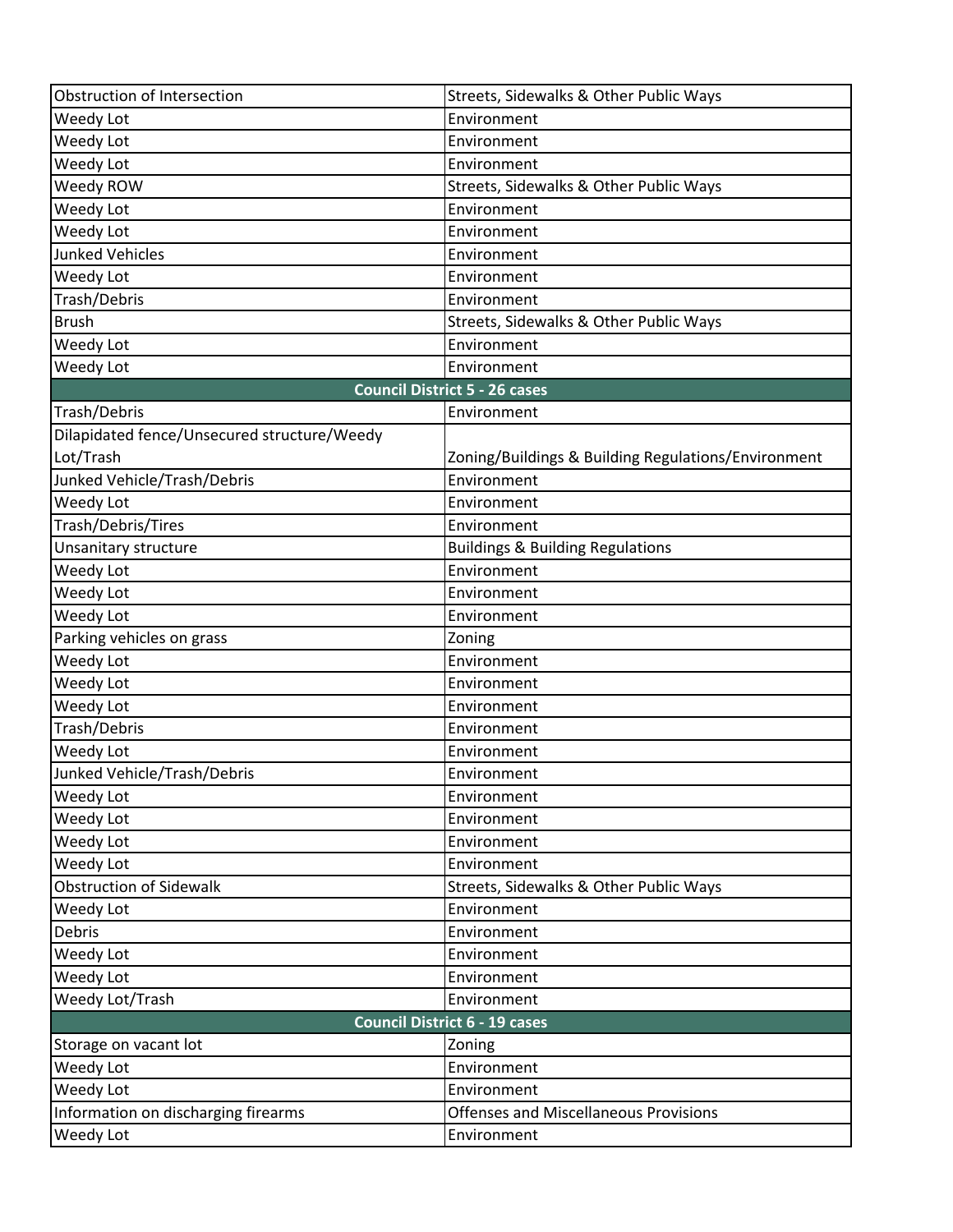| | |
|---|---|
| Obstruction of Intersection | Streets, Sidewalks & Other Public Ways |
| Weedy Lot | Environment |
| Weedy Lot | Environment |
| Weedy Lot | Environment |
| Weedy ROW | Streets, Sidewalks & Other Public Ways |
| Weedy Lot | Environment |
| Weedy Lot | Environment |
| Junked Vehicles | Environment |
| Weedy Lot | Environment |
| Trash/Debris | Environment |
| Brush | Streets, Sidewalks & Other Public Ways |
| Weedy Lot | Environment |
| Weedy Lot | Environment |
| **Council District 5 - 26 cases** | |
| Trash/Debris | Environment |
| Dilapidated fence/Unsecured structure/Weedy Lot/Trash | Zoning/Buildings & Building Regulations/Environment |
| Junked Vehicle/Trash/Debris | Environment |
| Weedy Lot | Environment |
| Trash/Debris/Tires | Environment |
| Unsanitary structure | Buildings & Building Regulations |
| Weedy Lot | Environment |
| Weedy Lot | Environment |
| Weedy Lot | Environment |
| Parking vehicles on grass | Zoning |
| Weedy Lot | Environment |
| Weedy Lot | Environment |
| Weedy Lot | Environment |
| Trash/Debris | Environment |
| Weedy Lot | Environment |
| Junked Vehicle/Trash/Debris | Environment |
| Weedy Lot | Environment |
| Weedy Lot | Environment |
| Weedy Lot | Environment |
| Weedy Lot | Environment |
| Obstruction of Sidewalk | Streets, Sidewalks & Other Public Ways |
| Weedy Lot | Environment |
| Debris | Environment |
| Weedy Lot | Environment |
| Weedy Lot | Environment |
| Weedy Lot/Trash | Environment |
| **Council District 6 - 19 cases** | |
| Storage on vacant lot | Zoning |
| Weedy Lot | Environment |
| Weedy Lot | Environment |
| Information on discharging firearms | Offenses and Miscellaneous Provisions |
| Weedy Lot | Environment |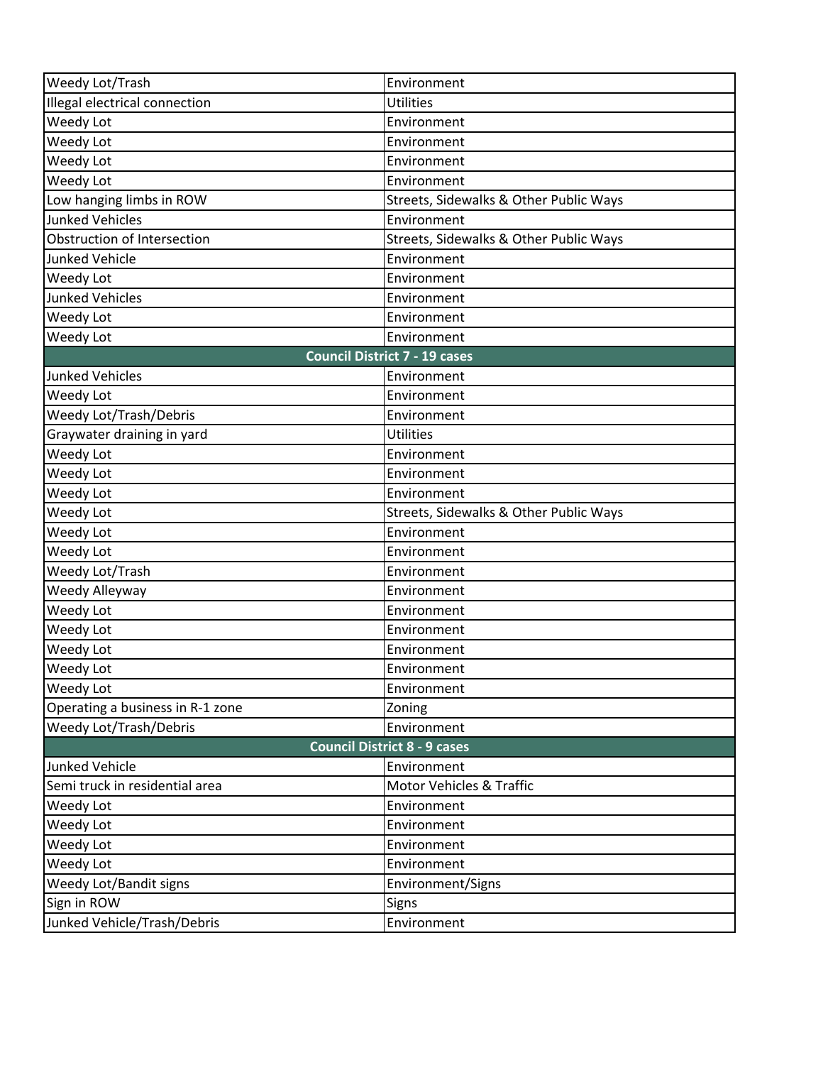| | |
|---|---|
| Weedy Lot/Trash | Environment |
| Illegal electrical connection | Utilities |
| Weedy Lot | Environment |
| Weedy Lot | Environment |
| Weedy Lot | Environment |
| Weedy Lot | Environment |
| Low hanging limbs in ROW | Streets, Sidewalks & Other Public Ways |
| Junked Vehicles | Environment |
| Obstruction of Intersection | Streets, Sidewalks & Other Public Ways |
| Junked Vehicle | Environment |
| Weedy Lot | Environment |
| Junked Vehicles | Environment |
| Weedy Lot | Environment |
| Weedy Lot | Environment |
| **Council District 7 - 19 cases** | |
| Junked Vehicles | Environment |
| Weedy Lot | Environment |
| Weedy Lot/Trash/Debris | Environment |
| Graywater draining in yard | Utilities |
| Weedy Lot | Environment |
| Weedy Lot | Environment |
| Weedy Lot | Environment |
| Weedy Lot | Streets, Sidewalks & Other Public Ways |
| Weedy Lot | Environment |
| Weedy Lot | Environment |
| Weedy Lot/Trash | Environment |
| Weedy Alleyway | Environment |
| Weedy Lot | Environment |
| Weedy Lot | Environment |
| Weedy Lot | Environment |
| Weedy Lot | Environment |
| Weedy Lot | Environment |
| Operating a business in R-1 zone | Zoning |
| Weedy Lot/Trash/Debris | Environment |
| **Council District 8 - 9 cases** | |
| Junked Vehicle | Environment |
| Semi truck in residential area | Motor Vehicles & Traffic |
| Weedy Lot | Environment |
| Weedy Lot | Environment |
| Weedy Lot | Environment |
| Weedy Lot | Environment |
| Weedy Lot/Bandit signs | Environment/Signs |
| Sign in ROW | Signs |
| Junked Vehicle/Trash/Debris | Environment |